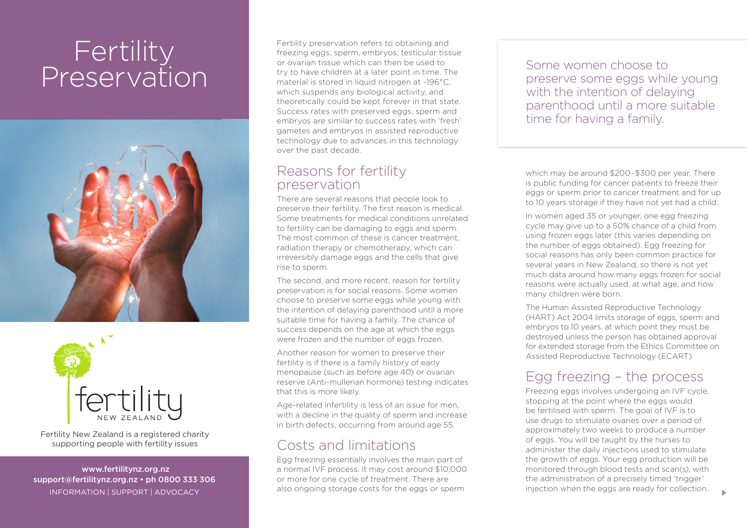# Fertility Preservation

fertility NEW ZEALAND

Fertility New Zealand is a registered charity supporting people with fertility issues

www.fertilitynz.org.nz
support@fertilitynz.org.nz • ph 0800 333 306
INFORMATION | SUPPORT | ADVOCACY

Fertility preservation refers to obtaining and freezing eggs, sperm, embryos, testicular tissue or ovarian tissue which can then be used to try to have children at a later point in time. The material is stored in liquid nitrogen at -196°C, which suspends any biological activity, and theoretically could be kept forever in that state. Success rates with preserved eggs, sperm and embryos are similar to success rates with 'fresh' gametes and embryos in assisted reproductive technology due to advances in this technology over the past decade.

## Reasons for fertility preservation

There are several reasons that people look to preserve their fertility. The first reason is medical. Some treatments for medical conditions unrelated to fertility can be damaging to eggs and sperm. The most common of these is cancer treatment, radiation therapy or chemotherapy, which can irreversibly damage eggs and the cells that give rise to sperm.

The second, and more recent, reason for fertility preservation is for social reasons. Some women choose to preserve some eggs while young with the intention of delaying parenthood until a more suitable time for having a family. The chance of success depends on the age at which the eggs were frozen and the number of eggs frozen.

Another reason for women to preserve their fertility is if there is a family history of early menopause (such as before age 40) or ovarian reserve (Anti-mullerian hormone) testing indicates that this is more likely.

Age-related infertility is less of an issue for men, with a decline in the quality of sperm and increase in birth defects, occurring from around age 55.

## Costs and limitations

Egg freezing essentially involves the main part of a normal IVF process. It may cost around $10,000 or more for one cycle of treatment. There are also ongoing storage costs for the eggs or sperm which may be around $200–$300 per year. There is public funding for cancer patients to freeze their eggs or sperm prior to cancer treatment and for up to 10 years storage if they have not yet had a child.

> Some women choose to preserve some eggs while young with the intention of delaying parenthood until a more suitable time for having a family.

In women aged 35 or younger, one egg freezing cycle may give up to a 50% chance of a child from using frozen eggs later (this varies depending on the number of eggs obtained). Egg freezing for social reasons has only been common practice for several years in New Zealand, so there is not yet much data around how many eggs frozen for social reasons were actually used, at what age, and how many children were born.

The Human Assisted Reproductive Technology (HART) Act 2004 limits storage of eggs, sperm and embryos to 10 years, at which point they must be destroyed unless the person has obtained approval for extended storage from the Ethics Committee on Assisted Reproductive Technology (ECART).

## Egg freezing – the process

Freezing eggs involves undergoing an IVF cycle, stopping at the point where the eggs would be fertilised with sperm. The goal of IVF is to use drugs to stimulate ovaries over a period of approximately two weeks to produce a number of eggs. You will be taught by the nurses to administer the daily injections used to stimulate the growth of eggs. Your egg production will be monitored through blood tests and scan(s), with the administration of a precisely timed 'trigger' injection when the eggs are ready for collection.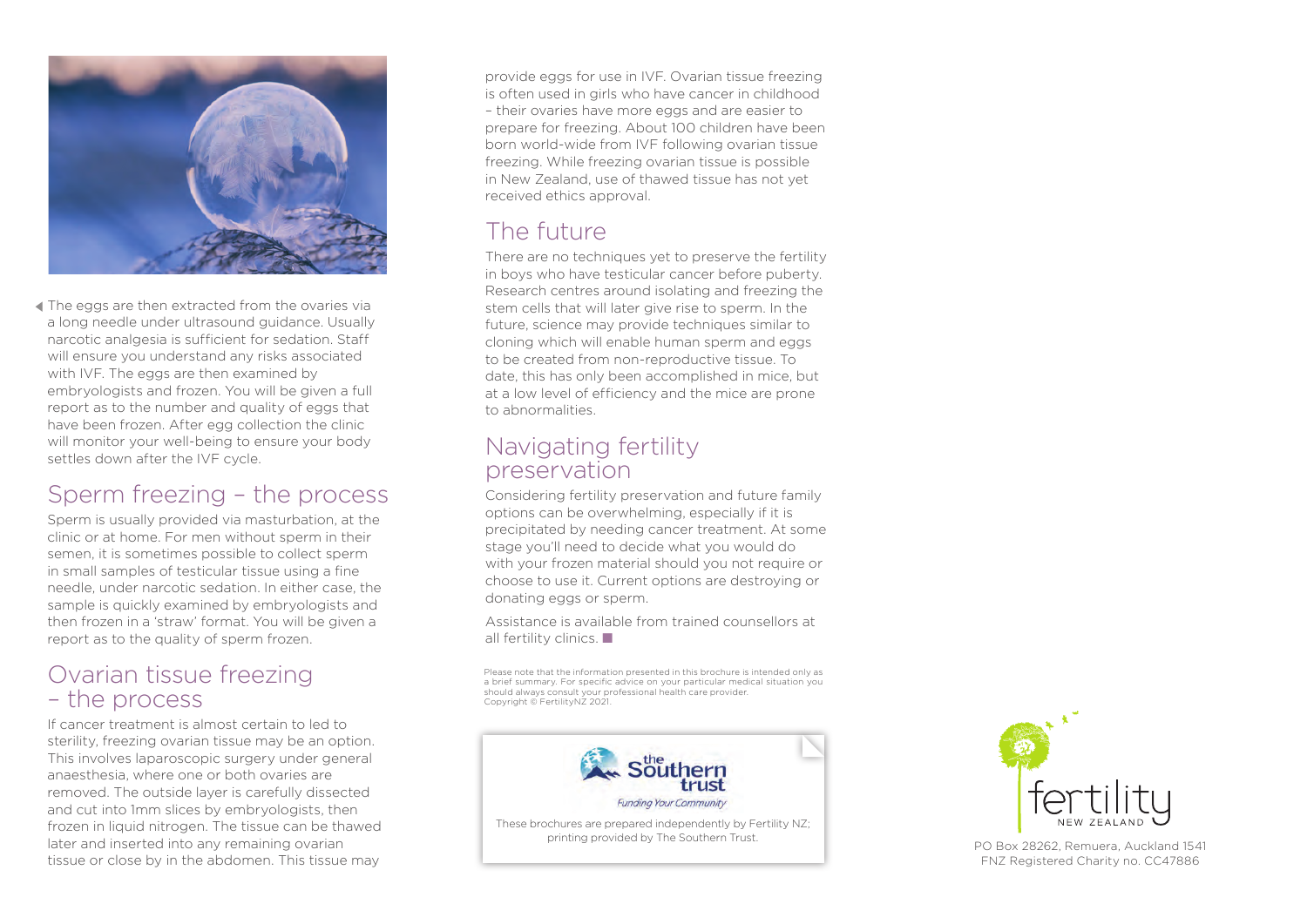The eggs are then extracted from the ovaries via a long needle under ultrasound guidance. Usually narcotic analgesia is sufficient for sedation. Staff will ensure you understand any risks associated with IVF. The eggs are then examined by embryologists and frozen. You will be given a full report as to the number and quality of eggs that have been frozen. After egg collection the clinic will monitor your well-being to ensure your body settles down after the IVF cycle.

## Sperm freezing – the process

Sperm is usually provided via masturbation, at the clinic or at home. For men without sperm in their semen, it is sometimes possible to collect sperm in small samples of testicular tissue using a fine needle, under narcotic sedation. In either case, the sample is quickly examined by embryologists and then frozen in a 'straw' format. You will be given a report as to the quality of sperm frozen.

## Ovarian tissue freezing – the process

If cancer treatment is almost certain to led to sterility, freezing ovarian tissue may be an option. This involves laparoscopic surgery under general anaesthesia, where one or both ovaries are removed. The outside layer is carefully dissected and cut into 1mm slices by embryologists, then frozen in liquid nitrogen. The tissue can be thawed later and inserted into any remaining ovarian tissue or close by in the abdomen. This tissue may provide eggs for use in IVF. Ovarian tissue freezing is often used in girls who have cancer in childhood – their ovaries have more eggs and are easier to prepare for freezing. About 100 children have been born world-wide from IVF following ovarian tissue freezing. While freezing ovarian tissue is possible in New Zealand, use of thawed tissue has not yet received ethics approval.

## The future

There are no techniques yet to preserve the fertility in boys who have testicular cancer before puberty. Research centres around isolating and freezing the stem cells that will later give rise to sperm. In the future, science may provide techniques similar to cloning which will enable human sperm and eggs to be created from non-reproductive tissue. To date, this has only been accomplished in mice, but at a low level of efficiency and the mice are prone to abnormalities.

## Navigating fertility preservation

Considering fertility preservation and future family options can be overwhelming, especially if it is precipitated by needing cancer treatment. At some stage you'll need to decide what you would do with your frozen material should you not require or choose to use it. Current options are destroying or donating eggs or sperm.

Assistance is available from trained counsellors at all fertility clinics. ■

Please note that the information presented in this brochure is intended only as a brief summary. For specific advice on your particular medical situation you should always consult your professional health care provider.
Copyright © FertilityNZ 2021.

the Southern trust
*Funding Your Community*

These brochures are prepared independently by Fertility NZ; printing provided by The Southern Trust.

fertility NEW ZEALAND

PO Box 28262, Remuera, Auckland 1541
FNZ Registered Charity no. CC47886